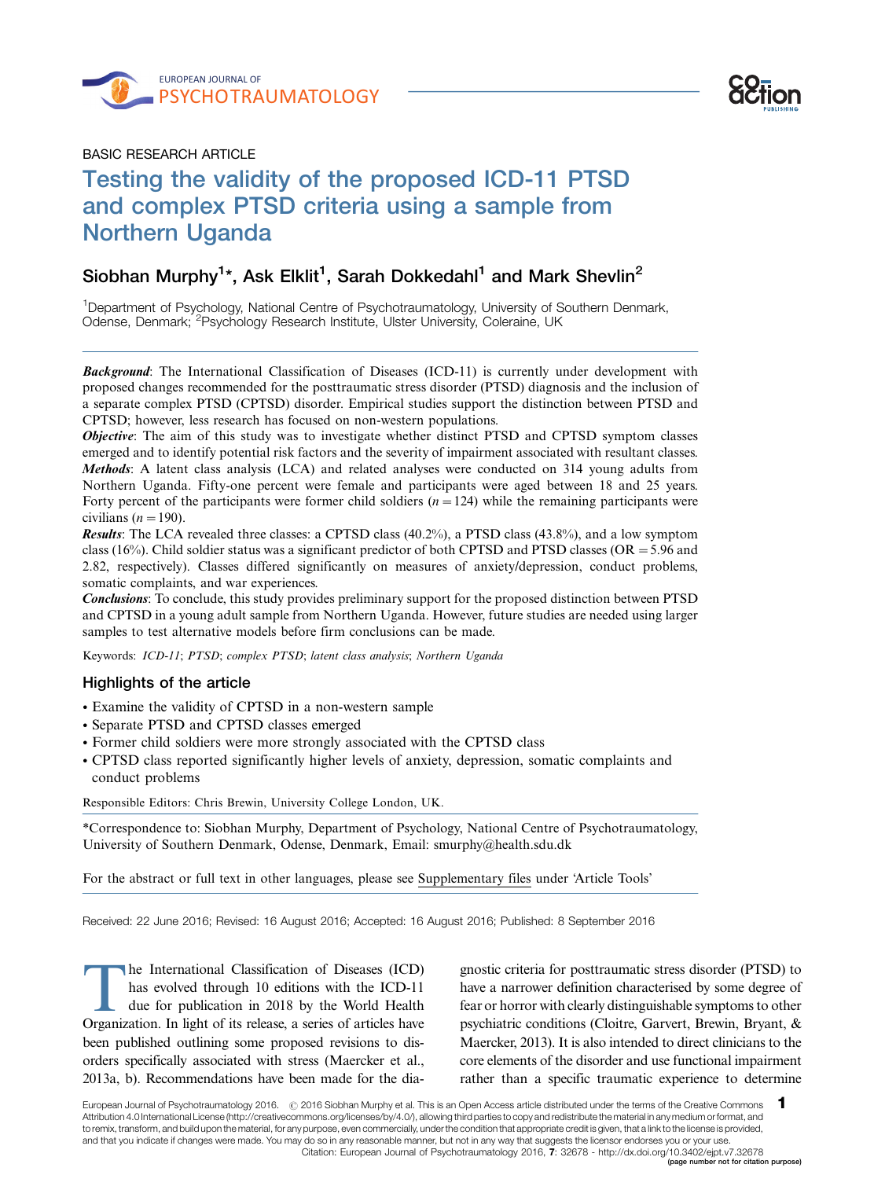BASIC RESEARCH ARTICLE

# Testing the validity of the proposed ICD-11 PTSD and complex PTSD criteria using a sample from Northern Uganda

## Siobhan Murphy[1]*, Ask Elklit[1], Sarah Dokkedahl[1] and Mark Shevlin[2]

[1]Department of Psychology, National Centre of Psychotraumatology, University of Southern Denmark, Odense, Denmark; [2]Psychology Research Institute, Ulster University, Coleraine, UK

***Background***: The International Classification of Diseases (ICD-11) is currently under development with proposed changes recommended for the posttraumatic stress disorder (PTSD) diagnosis and the inclusion of a separate complex PTSD (CPTSD) disorder. Empirical studies support the distinction between PTSD and CPTSD; however, less research has focused on non-western populations.

***Objective***: The aim of this study was to investigate whether distinct PTSD and CPTSD symptom classes emerged and to identify potential risk factors and the severity of impairment associated with resultant classes.

***Methods***: A latent class analysis (LCA) and related analyses were conducted on 314 young adults from Northern Uganda. Fifty-one percent were female and participants were aged between 18 and 25 years. Forty percent of the participants were former child soldiers ($n = 124$) while the remaining participants were civilians ($n = 190$).

***Results***: The LCA revealed three classes: a CPTSD class (40.2%), a PTSD class (43.8%), and a low symptom class (16%). Child soldier status was a significant predictor of both CPTSD and PTSD classes (OR = 5.96 and 2.82, respectively). Classes differed significantly on measures of anxiety/depression, conduct problems, somatic complaints, and war experiences.

***Conclusions***: To conclude, this study provides preliminary support for the proposed distinction between PTSD and CPTSD in a young adult sample from Northern Uganda. However, future studies are needed using larger samples to test alternative models before firm conclusions can be made.

Keywords: *ICD-11*; *PTSD*; *complex PTSD*; *latent class analysis*; *Northern Uganda*

### Highlights of the article

- Examine the validity of CPTSD in a non-western sample
- Separate PTSD and CPTSD classes emerged
- Former child soldiers were more strongly associated with the CPTSD class
- CPTSD class reported significantly higher levels of anxiety, depression, somatic complaints and conduct problems

Responsible Editors: Chris Brewin, University College London, UK.

*Correspondence to: Siobhan Murphy, Department of Psychology, National Centre of Psychotraumatology, University of Southern Denmark, Odense, Denmark, Email: smurphy@health.sdu.dk

For the abstract or full text in other languages, please see Supplementary files under 'Article Tools'

Received: 22 June 2016; Revised: 16 August 2016; Accepted: 16 August 2016; Published: 8 September 2016

The International Classification of Diseases (ICD) has evolved through 10 editions with the ICD-11 due for publication in 2018 by the World Health Organization. In light of its release, a series of articles have been published outlining some proposed revisions to disorders specifically associated with stress (Maercker et al., 2013a, b). Recommendations have been made for the diagnostic criteria for posttraumatic stress disorder (PTSD) to have a narrower definition characterised by some degree of fear or horror with clearly distinguishable symptoms to other psychiatric conditions (Cloitre, Garvert, Brewin, Bryant, & Maercker, 2013). It is also intended to direct clinicians to the core elements of the disorder and use functional impairment rather than a specific traumatic experience to determine

European Journal of Psychotraumatology 2016. © 2016 Siobhan Murphy et al. This is an Open Access article distributed under the terms of the Creative Commons Attribution 4.0 International License (http://creativecommons.org/licenses/by/4.0/), allowing third parties to copy and redistribute the material in any medium or format, and to remix, transform, and build upon the material, for any purpose, even commercially, under the condition that appropriate credit is given, that a link to the license is provided, and that you indicate if changes were made. You may do so in any reasonable manner, but not in any way that suggests the licensor endorses you or your use.

Citation: European Journal of Psychotraumatology 2016, 7: 32678 - http://dx.doi.org/10.3402/ejpt.v7.32678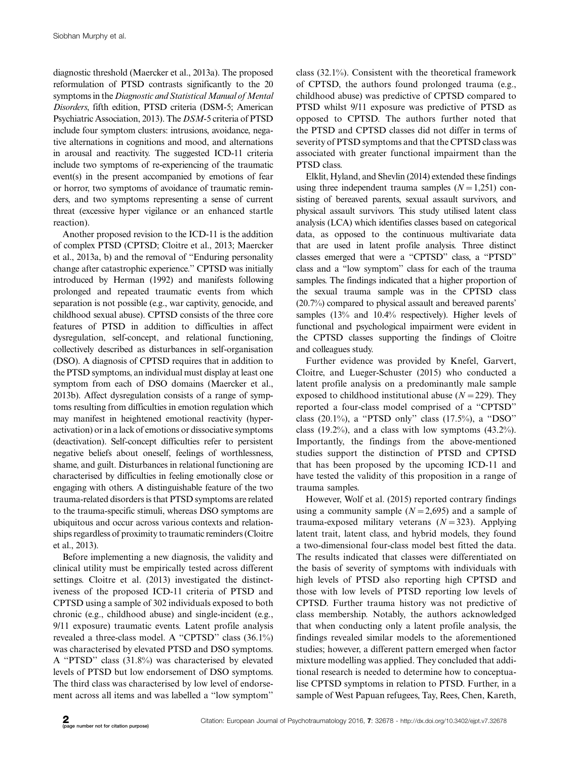diagnostic threshold (Maercker et al., 2013a). The proposed reformulation of PTSD contrasts significantly to the 20 symptoms in the *Diagnostic and Statistical Manual of Mental Disorders*, fifth edition, PTSD criteria (DSM-5; American Psychiatric Association, 2013). The *DSM*-5 criteria of PTSD include four symptom clusters: intrusions, avoidance, negative alternations in cognitions and mood, and alternations in arousal and reactivity. The suggested ICD-11 criteria include two symptoms of re-experiencing of the traumatic event(s) in the present accompanied by emotions of fear or horror, two symptoms of avoidance of traumatic reminders, and two symptoms representing a sense of current threat (excessive hyper vigilance or an enhanced startle reaction).

Another proposed revision to the ICD-11 is the addition of complex PTSD (CPTSD; Cloitre et al., 2013; Maercker et al., 2013a, b) and the removal of "Enduring personality change after catastrophic experience." CPTSD was initially introduced by Herman (1992) and manifests following prolonged and repeated traumatic events from which separation is not possible (e.g., war captivity, genocide, and childhood sexual abuse). CPTSD consists of the three core features of PTSD in addition to difficulties in affect dysregulation, self-concept, and relational functioning, collectively described as disturbances in self-organisation (DSO). A diagnosis of CPTSD requires that in addition to the PTSD symptoms, an individual must display at least one symptom from each of DSO domains (Maercker et al., 2013b). Affect dysregulation consists of a range of symptoms resulting from difficulties in emotion regulation which may manifest in heightened emotional reactivity (hyperactivation) or in a lack of emotions or dissociative symptoms (deactivation). Self-concept difficulties refer to persistent negative beliefs about oneself, feelings of worthlessness, shame, and guilt. Disturbances in relational functioning are characterised by difficulties in feeling emotionally close or engaging with others. A distinguishable feature of the two trauma-related disorders is that PTSD symptoms are related to the trauma-specific stimuli, whereas DSO symptoms are ubiquitous and occur across various contexts and relationships regardless of proximity to traumatic reminders (Cloitre et al., 2013).

Before implementing a new diagnosis, the validity and clinical utility must be empirically tested across different settings. Cloitre et al. (2013) investigated the distinctiveness of the proposed ICD-11 criteria of PTSD and CPTSD using a sample of 302 individuals exposed to both chronic (e.g., childhood abuse) and single-incident (e.g., 9/11 exposure) traumatic events. Latent profile analysis revealed a three-class model. A "CPTSD" class (36.1%) was characterised by elevated PTSD and DSO symptoms. A "PTSD" class (31.8%) was characterised by elevated levels of PTSD but low endorsement of DSO symptoms. The third class was characterised by low level of endorsement across all items and was labelled a "low symptom" class (32.1%). Consistent with the theoretical framework of CPTSD, the authors found prolonged trauma (e.g., childhood abuse) was predictive of CPTSD compared to PTSD whilst 9/11 exposure was predictive of PTSD as opposed to CPTSD. The authors further noted that the PTSD and CPTSD classes did not differ in terms of severity of PTSD symptoms and that the CPTSD class was associated with greater functional impairment than the PTSD class.

Elklit, Hyland, and Shevlin (2014) extended these findings using three independent trauma samples ($N = 1,251$) consisting of bereaved parents, sexual assault survivors, and physical assault survivors. This study utilised latent class analysis (LCA) which identifies classes based on categorical data, as opposed to the continuous multivariate data that are used in latent profile analysis. Three distinct classes emerged that were a "CPTSD" class, a "PTSD" class and a "low symptom" class for each of the trauma samples. The findings indicated that a higher proportion of the sexual trauma sample was in the CPTSD class (20.7%) compared to physical assault and bereaved parents' samples (13% and 10.4% respectively). Higher levels of functional and psychological impairment were evident in the CPTSD classes supporting the findings of Cloitre and colleagues study.

Further evidence was provided by Knefel, Garvert, Cloitre, and Lueger-Schuster (2015) who conducted a latent profile analysis on a predominantly male sample exposed to childhood institutional abuse ($N = 229$). They reported a four-class model comprised of a "CPTSD" class (20.1%), a "PTSD only" class (17.5%), a "DSO" class (19.2%), and a class with low symptoms (43.2%). Importantly, the findings from the above-mentioned studies support the distinction of PTSD and CPTSD that has been proposed by the upcoming ICD-11 and have tested the validity of this proposition in a range of trauma samples.

However, Wolf et al. (2015) reported contrary findings using a community sample ($N = 2,695$) and a sample of trauma-exposed military veterans ($N = 323$). Applying latent trait, latent class, and hybrid models, they found a two-dimensional four-class model best fitted the data. The results indicated that classes were differentiated on the basis of severity of symptoms with individuals with high levels of PTSD also reporting high CPTSD and those with low levels of PTSD reporting low levels of CPTSD. Further trauma history was not predictive of class membership. Notably, the authors acknowledged that when conducting only a latent profile analysis, the findings revealed similar models to the aforementioned studies; however, a different pattern emerged when factor mixture modelling was applied. They concluded that additional research is needed to determine how to conceptualise CPTSD symptoms in relation to PTSD. Further, in a sample of West Papuan refugees, Tay, Rees, Chen, Kareth,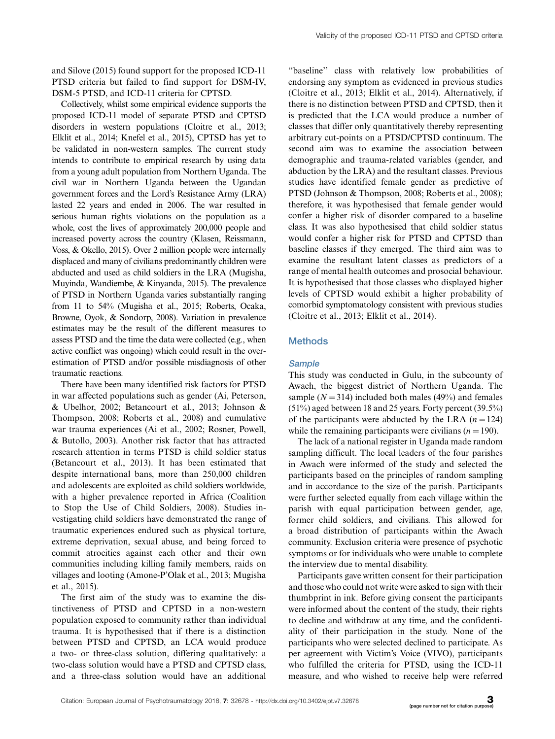and Silove (2015) found support for the proposed ICD-11 PTSD criteria but failed to find support for DSM-IV, DSM-5 PTSD, and ICD-11 criteria for CPTSD.

Collectively, whilst some empirical evidence supports the proposed ICD-11 model of separate PTSD and CPTSD disorders in western populations (Cloitre et al., 2013; Elklit et al., 2014; Knefel et al., 2015), CPTSD has yet to be validated in non-western samples. The current study intends to contribute to empirical research by using data from a young adult population from Northern Uganda. The civil war in Northern Uganda between the Ugandan government forces and the Lord's Resistance Army (LRA) lasted 22 years and ended in 2006. The war resulted in serious human rights violations on the population as a whole, cost the lives of approximately 200,000 people and increased poverty across the country (Klasen, Reissmann, Voss, & Okello, 2015). Over 2 million people were internally displaced and many of civilians predominantly children were abducted and used as child soldiers in the LRA (Mugisha, Muyinda, Wandiembe, & Kinyanda, 2015). The prevalence of PTSD in Northern Uganda varies substantially ranging from 11 to 54% (Mugisha et al., 2015; Roberts, Ocaka, Browne, Oyok, & Sondorp, 2008). Variation in prevalence estimates may be the result of the different measures to assess PTSD and the time the data were collected (e.g., when active conflict was ongoing) which could result in the over-estimation of PTSD and/or possible misdiagnosis of other traumatic reactions.

There have been many identified risk factors for PTSD in war affected populations such as gender (Ai, Peterson, & Ubelhor, 2002; Betancourt et al., 2013; Johnson & Thompson, 2008; Roberts et al., 2008) and cumulative war trauma experiences (Ai et al., 2002; Rosner, Powell, & Butollo, 2003). Another risk factor that has attracted research attention in terms PTSD is child soldier status (Betancourt et al., 2013). It has been estimated that despite international bans, more than 250,000 children and adolescents are exploited as child soldiers worldwide, with a higher prevalence reported in Africa (Coalition to Stop the Use of Child Soldiers, 2008). Studies investigating child soldiers have demonstrated the range of traumatic experiences endured such as physical torture, extreme deprivation, sexual abuse, and being forced to commit atrocities against each other and their own communities including killing family members, raids on villages and looting (Amone-P'Olak et al., 2013; Mugisha et al., 2015).

The first aim of the study was to examine the distinctiveness of PTSD and CPTSD in a non-western population exposed to community rather than individual trauma. It is hypothesised that if there is a distinction between PTSD and CPTSD, an LCA would produce a two- or three-class solution, differing qualitatively: a two-class solution would have a PTSD and CPTSD class, and a three-class solution would have an additional "baseline" class with relatively low probabilities of endorsing any symptom as evidenced in previous studies (Cloitre et al., 2013; Elklit et al., 2014). Alternatively, if there is no distinction between PTSD and CPTSD, then it is predicted that the LCA would produce a number of classes that differ only quantitatively thereby representing arbitrary cut-points on a PTSD/CPTSD continuum. The second aim was to examine the association between demographic and trauma-related variables (gender, and abduction by the LRA) and the resultant classes. Previous studies have identified female gender as predictive of PTSD (Johnson & Thompson, 2008; Roberts et al., 2008); therefore, it was hypothesised that female gender would confer a higher risk of disorder compared to a baseline class. It was also hypothesised that child soldier status would confer a higher risk for PTSD and CPTSD than baseline classes if they emerged. The third aim was to examine the resultant latent classes as predictors of a range of mental health outcomes and prosocial behaviour. It is hypothesised that those classes who displayed higher levels of CPTSD would exhibit a higher probability of comorbid symptomatology consistent with previous studies (Cloitre et al., 2013; Elklit et al., 2014).

## Methods

### *Sample*

This study was conducted in Gulu, in the subcounty of Awach, the biggest district of Northern Uganda. The sample ($N = 314$) included both males (49%) and females (51%) aged between 18 and 25 years. Forty percent (39.5%) of the participants were abducted by the LRA ($n = 124$) while the remaining participants were civilians ($n = 190$).

The lack of a national register in Uganda made random sampling difficult. The local leaders of the four parishes in Awach were informed of the study and selected the participants based on the principles of random sampling and in accordance to the size of the parish. Participants were further selected equally from each village within the parish with equal participation between gender, age, former child soldiers, and civilians. This allowed for a broad distribution of participants within the Awach community. Exclusion criteria were presence of psychotic symptoms or for individuals who were unable to complete the interview due to mental disability.

Participants gave written consent for their participation and those who could not write were asked to sign with their thumbprint in ink. Before giving consent the participants were informed about the content of the study, their rights to decline and withdraw at any time, and the confidentiality of their participation in the study. None of the participants who were selected declined to participate. As per agreement with Victim's Voice (VIVO), participants who fulfilled the criteria for PTSD, using the ICD-11 measure, and who wished to receive help were referred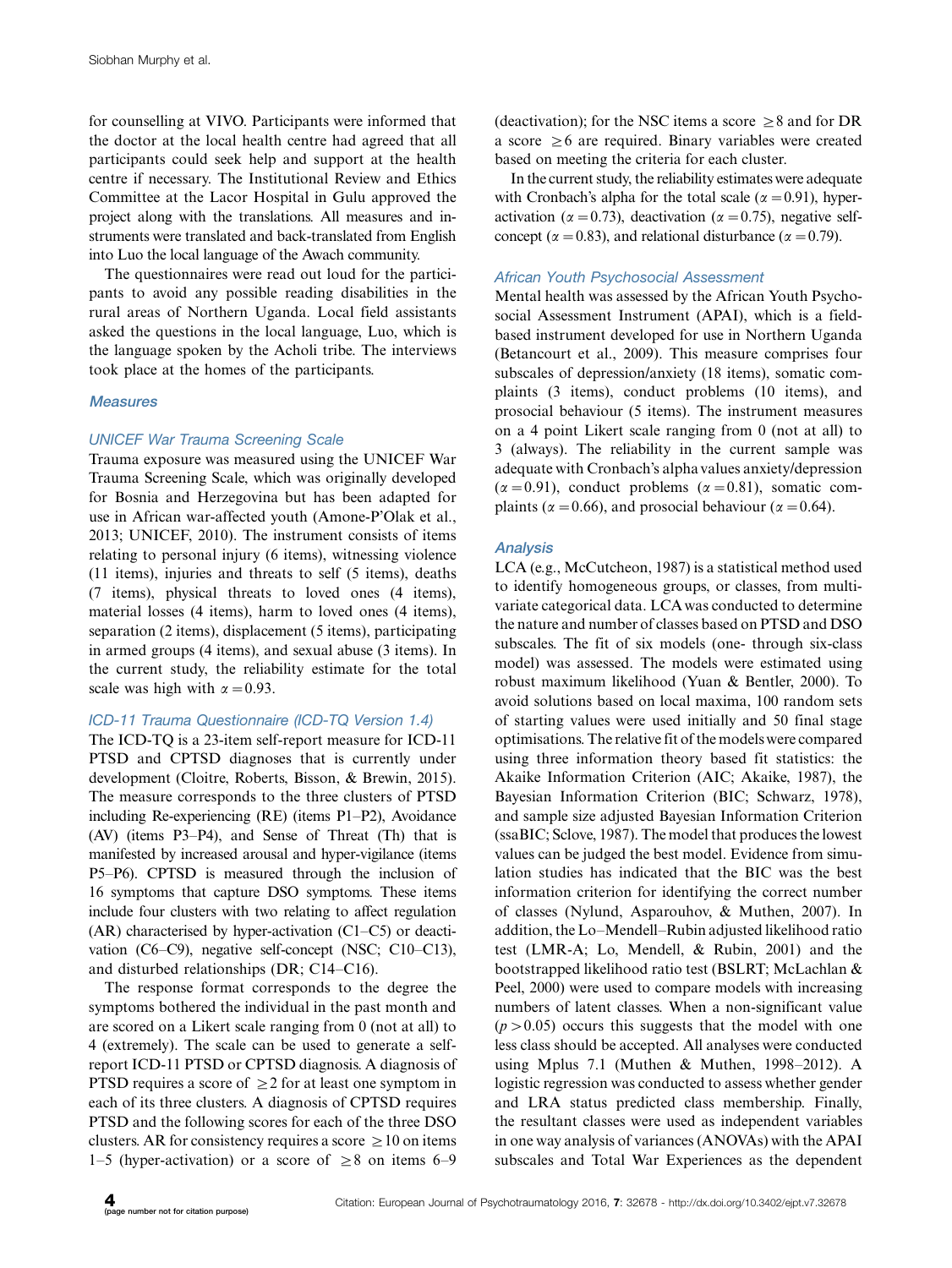for counselling at VIVO. Participants were informed that the doctor at the local health centre had agreed that all participants could seek help and support at the health centre if necessary. The Institutional Review and Ethics Committee at the Lacor Hospital in Gulu approved the project along with the translations. All measures and instruments were translated and back-translated from English into Luo the local language of the Awach community.

The questionnaires were read out loud for the participants to avoid any possible reading disabilities in the rural areas of Northern Uganda. Local field assistants asked the questions in the local language, Luo, which is the language spoken by the Acholi tribe. The interviews took place at the homes of the participants.

### Measures

#### UNICEF War Trauma Screening Scale

Trauma exposure was measured using the UNICEF War Trauma Screening Scale, which was originally developed for Bosnia and Herzegovina but has been adapted for use in African war-affected youth (Amone-P'Olak et al., 2013; UNICEF, 2010). The instrument consists of items relating to personal injury (6 items), witnessing violence (11 items), injuries and threats to self (5 items), deaths (7 items), physical threats to loved ones (4 items), material losses (4 items), harm to loved ones (4 items), separation (2 items), displacement (5 items), participating in armed groups (4 items), and sexual abuse (3 items). In the current study, the reliability estimate for the total scale was high with $\alpha = 0.93$.

#### ICD-11 Trauma Questionnaire (ICD-TQ Version 1.4)

ICD-TQ is a 23-item self-report measure for ICD-11 PTSD and CPTSD diagnoses that is currently under development (Cloitre, Roberts, Bisson, & Brewin, 2015). The measure corresponds to the three clusters of PTSD including Re-experiencing (RE) (items P1–P2), Avoidance (AV) (items P3–P4), and Sense of Threat (Th) that is manifested by increased arousal and hyper-vigilance (items P5–P6). CPTSD is measured through the inclusion of 16 symptoms that capture DSO symptoms. These items include four clusters with two relating to affect regulation (AR) characterised by hyper-activation (C1–C5) or deactivation (C6–C9), negative self-concept (NSC; C10–C13), and disturbed relationships (DR; C14–C16).

The response format corresponds to the degree the symptoms bothered the individual in the past month and are scored on a Likert scale ranging from 0 (not at all) to 4 (extremely). The scale can be used to generate a self-report ICD-11 PTSD or CPTSD diagnosis. A diagnosis of PTSD requires a score of $\geq 2$ for at least one symptom in each of its three clusters. A diagnosis of CPTSD requires PTSD and the following scores for each of the three DSO clusters. AR for consistency requires a score $\geq 10$ on items 1–5 (hyper-activation) or a score of $\geq 8$ on items 6–9 (deactivation); for the NSC items a score $\geq 8$ and for DR a score $\geq 6$ are required. Binary variables were created based on meeting the criteria for each cluster.

In the current study, the reliability estimates were adequate with Cronbach's alpha for the total scale ($\alpha = 0.91$), hyper-activation ($\alpha = 0.73$), deactivation ($\alpha = 0.75$), negative self-concept ($\alpha = 0.83$), and relational disturbance ($\alpha = 0.79$).

#### African Youth Psychosocial Assessment

Mental health was assessed by the African Youth Psychosocial Assessment Instrument (APAI), which is a field-based instrument developed for use in Northern Uganda (Betancourt et al., 2009). This measure comprises four subscales of depression/anxiety (18 items), somatic complaints (3 items), conduct problems (10 items), and prosocial behaviour (5 items). The instrument measures on a 4 point Likert scale ranging from 0 (not at all) to 3 (always). The reliability in the current sample was adequate with Cronbach's alpha values anxiety/depression ($\alpha = 0.91$), conduct problems ($\alpha = 0.81$), somatic complaints ($\alpha = 0.66$), and prosocial behaviour ($\alpha = 0.64$).

### Analysis

LCA (e.g., McCutcheon, 1987) is a statistical method used to identify homogeneous groups, or classes, from multivariate categorical data. LCA was conducted to determine the nature and number of classes based on PTSD and DSO subscales. The fit of six models (one- through six-class model) was assessed. The models were estimated using robust maximum likelihood (Yuan & Bentler, 2000). To avoid solutions based on local maxima, 100 random sets of starting values were used initially and 50 final stage optimisations. The relative fit of the models were compared using three information theory based fit statistics: the Akaike Information Criterion (AIC; Akaike, 1987), the Bayesian Information Criterion (BIC; Schwarz, 1978), and sample size adjusted Bayesian Information Criterion (ssaBIC; Sclove, 1987). The model that produces the lowest values can be judged the best model. Evidence from simulation studies has indicated that the BIC was the best information criterion for identifying the correct number of classes (Nylund, Asparouhov, & Muthen, 2007). In addition, the Lo–Mendell–Rubin adjusted likelihood ratio test (LMR-A; Lo, Mendell, & Rubin, 2001) and the bootstrapped likelihood ratio test (BSLRT; McLachlan & Peel, 2000) were used to compare models with increasing numbers of latent classes. When a non-significant value ($p > 0.05$) occurs this suggests that the model with one less class should be accepted. All analyses were conducted using Mplus 7.1 (Muthen & Muthen, 1998–2012). A logistic regression was conducted to assess whether gender and LRA status predicted class membership. Finally, the resultant classes were used as independent variables in one way analysis of variances (ANOVAs) with the APAI subscales and Total War Experiences as the dependent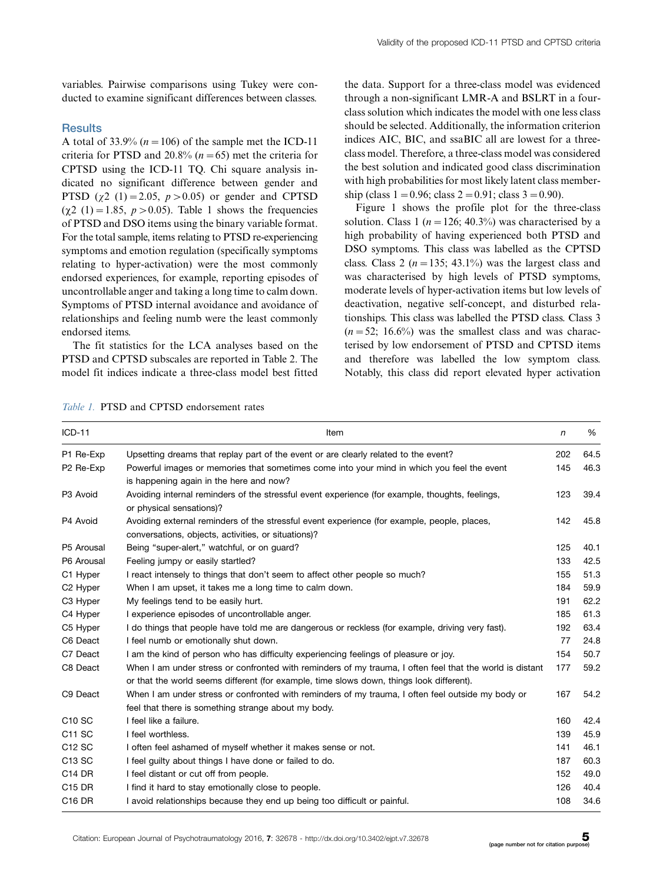variables. Pairwise comparisons using Tukey were conducted to examine significant differences between classes.

## Results

A total of 33.9% ($n = 106$) of the sample met the ICD-11 criteria for PTSD and 20.8% ($n = 65$) met the criteria for CPTSD using the ICD-11 TQ. Chi square analysis indicated no significant difference between gender and PTSD ($\chi 2$ (1) = 2.05, $p > 0.05$) or gender and CPTSD ($\chi 2$ (1) = 1.85, $p > 0.05$). Table 1 shows the frequencies of PTSD and DSO items using the binary variable format. For the total sample, items relating to PTSD re-experiencing symptoms and emotion regulation (specifically symptoms relating to hyper-activation) were the most commonly endorsed experiences, for example, reporting episodes of uncontrollable anger and taking a long time to calm down. Symptoms of PTSD internal avoidance and avoidance of relationships and feeling numb were the least commonly endorsed items.

The fit statistics for the LCA analyses based on the PTSD and CPTSD subscales are reported in Table 2. The model fit indices indicate a three-class model best fitted the data. Support for a three-class model was evidenced through a non-significant LMR-A and BSLRT in a four-class solution which indicates the model with one less class should be selected. Additionally, the information criterion indices AIC, BIC, and ssaBIC all are lowest for a three-class model. Therefore, a three-class model was considered the best solution and indicated good class discrimination with high probabilities for most likely latent class membership (class 1 = 0.96; class 2 = 0.91; class 3 = 0.90).

Figure 1 shows the profile plot for the three-class solution. Class 1 ($n = 126$; 40.3%) was characterised by a high probability of having experienced both PTSD and DSO symptoms. This class was labelled as the CPTSD class. Class 2 ($n = 135$; 43.1%) was the largest class and was characterised by high levels of PTSD symptoms, moderate levels of hyper-activation items but low levels of deactivation, negative self-concept, and disturbed relationships. This class was labelled the PTSD class. Class 3 ($n = 52$; 16.6%) was the smallest class and was characterised by low endorsement of PTSD and CPTSD items and therefore was labelled the low symptom class. Notably, this class did report elevated hyper activation

*Table 1.* PTSD and CPTSD endorsement rates

| ICD-11 | Item | *n* | % |
|---|---|---|---|
| P1 Re-Exp | Upsetting dreams that replay part of the event or are clearly related to the event? | 202 | 64.5 |
| P2 Re-Exp | Powerful images or memories that sometimes come into your mind in which you feel the event is happening again in the here and now? | 145 | 46.3 |
| P3 Avoid | Avoiding internal reminders of the stressful event experience (for example, thoughts, feelings, or physical sensations)? | 123 | 39.4 |
| P4 Avoid | Avoiding external reminders of the stressful event experience (for example, people, places, conversations, objects, activities, or situations)? | 142 | 45.8 |
| P5 Arousal | Being "super-alert," watchful, or on guard? | 125 | 40.1 |
| P6 Arousal | Feeling jumpy or easily startled? | 133 | 42.5 |
| C1 Hyper | I react intensely to things that don't seem to affect other people so much? | 155 | 51.3 |
| C2 Hyper | When I am upset, it takes me a long time to calm down. | 184 | 59.9 |
| C3 Hyper | My feelings tend to be easily hurt. | 191 | 62.2 |
| C4 Hyper | I experience episodes of uncontrollable anger. | 185 | 61.3 |
| C5 Hyper | I do things that people have told me are dangerous or reckless (for example, driving very fast). | 192 | 63.4 |
| C6 Deact | I feel numb or emotionally shut down. | 77 | 24.8 |
| C7 Deact | I am the kind of person who has difficulty experiencing feelings of pleasure or joy. | 154 | 50.7 |
| C8 Deact | When I am under stress or confronted with reminders of my trauma, I often feel that the world is distant or that the world seems different (for example, time slows down, things look different). | 177 | 59.2 |
| C9 Deact | When I am under stress or confronted with reminders of my trauma, I often feel outside my body or feel that there is something strange about my body. | 167 | 54.2 |
| C10 SC | I feel like a failure. | 160 | 42.4 |
| C11 SC | I feel worthless. | 139 | 45.9 |
| C12 SC | I often feel ashamed of myself whether it makes sense or not. | 141 | 46.1 |
| C13 SC | I feel guilty about things I have done or failed to do. | 187 | 60.3 |
| C14 DR | I feel distant or cut off from people. | 152 | 49.0 |
| C15 DR | I find it hard to stay emotionally close to people. | 126 | 40.4 |
| C16 DR | I avoid relationships because they end up being too difficult or painful. | 108 | 34.6 |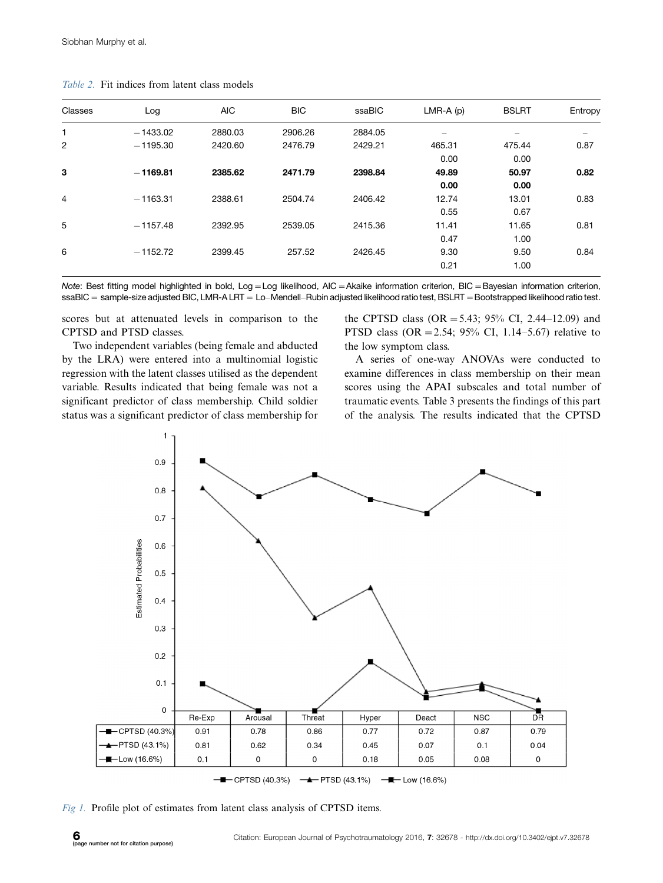*Table 2.* Fit indices from latent class models

| Classes | Log | AIC | BIC | ssaBIC | LMR-A (p) | BSLRT | Entropy |
|---|---|---|---|---|---|---|---|
| 1 | −1433.02 | 2880.03 | 2906.26 | 2884.05 | – | – | – |
| 2 | −1195.30 | 2420.60 | 2476.79 | 2429.21 | 465.31 | 475.44 | 0.87 |
| | | | | | 0.00 | 0.00 | |
| **3** | **−1169.81** | **2385.62** | **2471.79** | **2398.84** | **49.89** | **50.97** | **0.82** |
| | | | | | **0.00** | **0.00** | |
| 4 | −1163.31 | 2388.61 | 2504.74 | 2406.42 | 12.74 | 13.01 | 0.83 |
| | | | | | 0.55 | 0.67 | |
| 5 | −1157.48 | 2392.95 | 2539.05 | 2415.36 | 11.41 | 11.65 | 0.81 |
| | | | | | 0.47 | 1.00 | |
| 6 | −1152.72 | 2399.45 | 257.52 | 2426.45 | 9.30 | 9.50 | 0.84 |
| | | | | | 0.21 | 1.00 | |

*Note*: Best fitting model highlighted in bold, Log = Log likelihood, AIC = Akaike information criterion, BIC = Bayesian information criterion, ssaBIC = sample-size adjusted BIC, LMR-A LRT = Lo–Mendell–Rubin adjusted likelihood ratio test, BSLRT = Bootstrapped likelihood ratio test.

scores but at attenuated levels in comparison to the CPTSD and PTSD classes.

Two independent variables (being female and abducted by the LRA) were entered into a multinomial logistic regression with the latent classes utilised as the dependent variable. Results indicated that being female was not a significant predictor of class membership. Child soldier status was a significant predictor of class membership for the CPTSD class (OR = 5.43; 95% CI, 2.44–12.09) and PTSD class (OR = 2.54; 95% CI, 1.14–5.67) relative to the low symptom class.

A series of one-way ANOVAs were conducted to examine differences in class membership on their mean scores using the APAI subscales and total number of traumatic events. Table 3 presents the findings of this part of the analysis. The results indicated that the CPTSD

| | Re-Exp | Arousal | Threat | Hyper | Deact | NSC | DR |
|---|---|---|---|---|---|---|---|
| CPTSD (40.3%) | 0.91 | 0.78 | 0.86 | 0.77 | 0.72 | 0.87 | 0.79 |
| PTSD (43.1%) | 0.81 | 0.62 | 0.34 | 0.45 | 0.07 | 0.1 | 0.04 |
| Low (16.6%) | 0.1 | 0 | 0 | 0.18 | 0.05 | 0.08 | 0 |

*Fig 1.* Profile plot of estimates from latent class analysis of CPTSD items.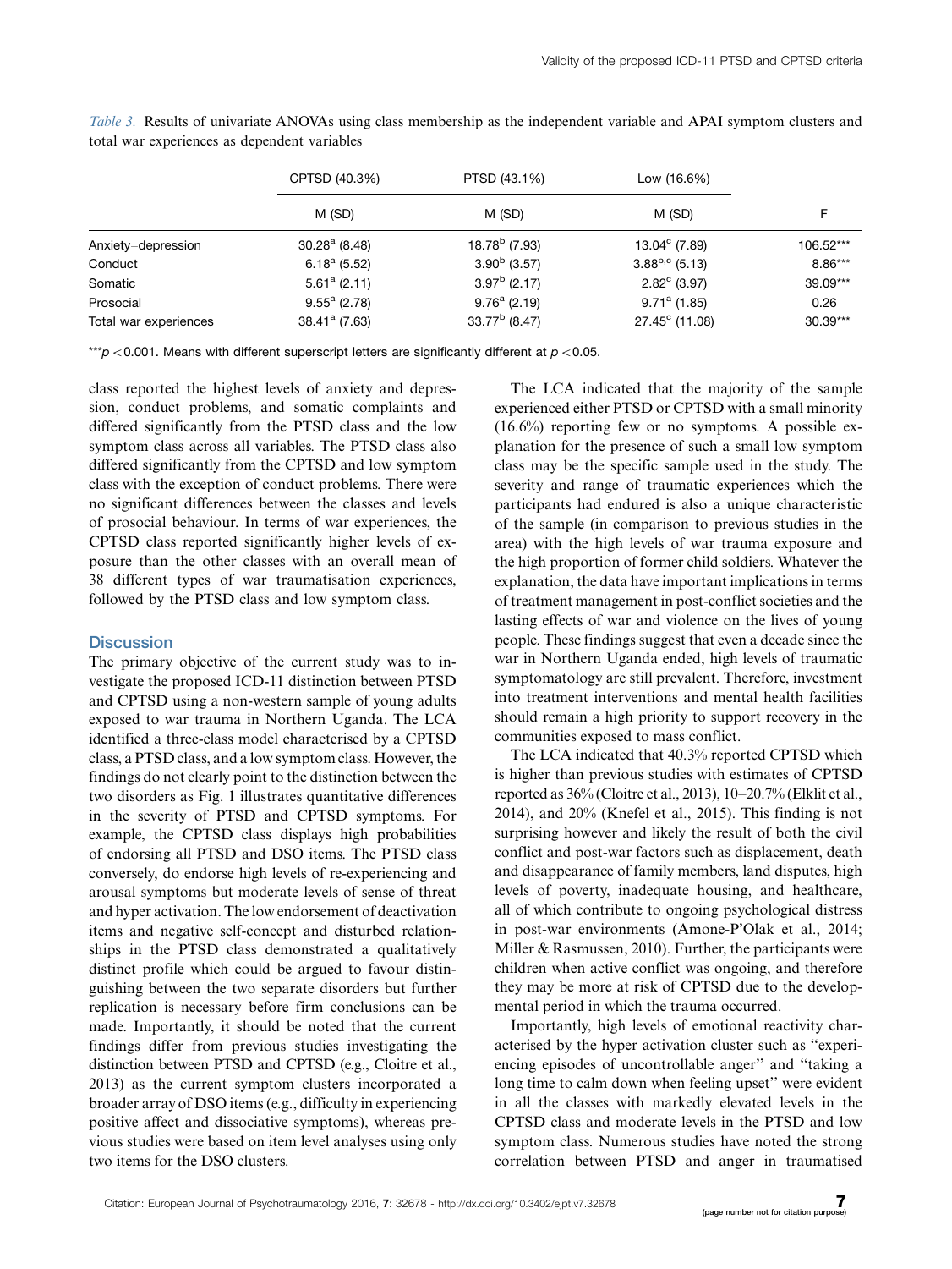*Table 3.* Results of univariate ANOVAs using class membership as the independent variable and APAI symptom clusters and total war experiences as dependent variables

| | CPTSD (40.3%) | PTSD (43.1%) | Low (16.6%) | |
|---|---|---|---|---|
| | M (SD) | M (SD) | M (SD) | F |
| Anxiety–depression | 30.28[a] (8.48) | 18.78[b] (7.93) | 13.04[c] (7.89) | 106.52*** |
| Conduct | 6.18[a] (5.52) | 3.90[b] (3.57) | 3.88[b,c] (5.13) | 8.86*** |
| Somatic | 5.61[a] (2.11) | 3.97[b] (2.17) | 2.82[c] (3.97) | 39.09*** |
| Prosocial | 9.55[a] (2.78) | 9.76[a] (2.19) | 9.71[a] (1.85) | 0.26 |
| Total war experiences | 38.41[a] (7.63) | 33.77[b] (8.47) | 27.45[c] (11.08) | 30.39*** |

***$p < 0.001$. Means with different superscript letters are significantly different at $p < 0.05$.

class reported the highest levels of anxiety and depression, conduct problems, and somatic complaints and differed significantly from the PTSD class and the low symptom class across all variables. The PTSD class also differed significantly from the CPTSD and low symptom class with the exception of conduct problems. There were no significant differences between the classes and levels of prosocial behaviour. In terms of war experiences, the CPTSD class reported significantly higher levels of exposure than the other classes with an overall mean of 38 different types of war traumatisation experiences, followed by the PTSD class and low symptom class.

## Discussion

The primary objective of the current study was to investigate the proposed ICD-11 distinction between PTSD and CPTSD using a non-western sample of young adults exposed to war trauma in Northern Uganda. The LCA identified a three-class model characterised by a CPTSD class, a PTSD class, and a low symptom class. However, the findings do not clearly point to the distinction between the two disorders as Fig. 1 illustrates quantitative differences in the severity of PTSD and CPTSD symptoms. For example, the CPTSD class displays high probabilities of endorsing all PTSD and DSO items. The PTSD class conversely, do endorse high levels of re-experiencing and arousal symptoms but moderate levels of sense of threat and hyper activation. The low endorsement of deactivation items and negative self-concept and disturbed relationships in the PTSD class demonstrated a qualitatively distinct profile which could be argued to favour distinguishing between the two separate disorders but further replication is necessary before firm conclusions can be made. Importantly, it should be noted that the current findings differ from previous studies investigating the distinction between PTSD and CPTSD (e.g., Cloitre et al., 2013) as the current symptom clusters incorporated a broader array of DSO items (e.g., difficulty in experiencing positive affect and dissociative symptoms), whereas previous studies were based on item level analyses using only two items for the DSO clusters.

The LCA indicated that the majority of the sample experienced either PTSD or CPTSD with a small minority (16.6%) reporting few or no symptoms. A possible explanation for the presence of such a small low symptom class may be the specific sample used in the study. The severity and range of traumatic experiences which the participants had endured is also a unique characteristic of the sample (in comparison to previous studies in the area) with the high levels of war trauma exposure and the high proportion of former child soldiers. Whatever the explanation, the data have important implications in terms of treatment management in post-conflict societies and the lasting effects of war and violence on the lives of young people. These findings suggest that even a decade since the war in Northern Uganda ended, high levels of traumatic symptomatology are still prevalent. Therefore, investment into treatment interventions and mental health facilities should remain a high priority to support recovery in the communities exposed to mass conflict.

The LCA indicated that 40.3% reported CPTSD which is higher than previous studies with estimates of CPTSD reported as 36% (Cloitre et al., 2013), 10–20.7% (Elklit et al., 2014), and 20% (Knefel et al., 2015). This finding is not surprising however and likely the result of both the civil conflict and post-war factors such as displacement, death and disappearance of family members, land disputes, high levels of poverty, inadequate housing, and healthcare, all of which contribute to ongoing psychological distress in post-war environments (Amone-P'Olak et al., 2014; Miller & Rasmussen, 2010). Further, the participants were children when active conflict was ongoing, and therefore they may be more at risk of CPTSD due to the developmental period in which the trauma occurred.

Importantly, high levels of emotional reactivity characterised by the hyper activation cluster such as "experiencing episodes of uncontrollable anger" and "taking a long time to calm down when feeling upset" were evident in all the classes with markedly elevated levels in the CPTSD class and moderate levels in the PTSD and low symptom class. Numerous studies have noted the strong correlation between PTSD and anger in traumatised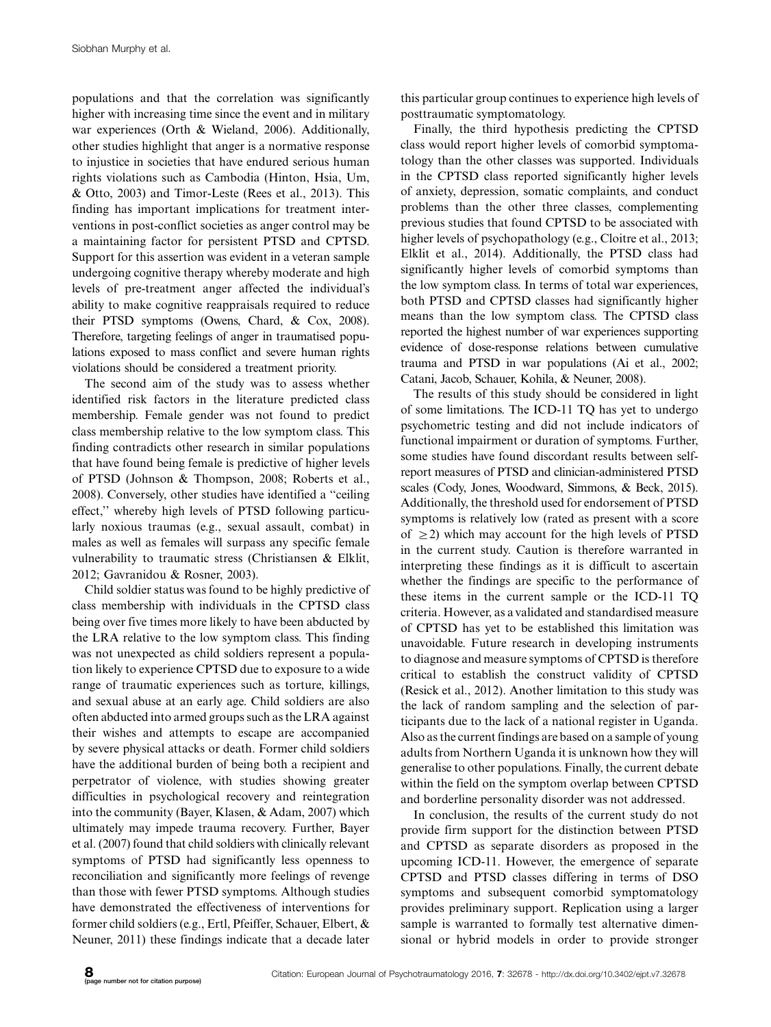populations and that the correlation was significantly higher with increasing time since the event and in military war experiences (Orth & Wieland, 2006). Additionally, other studies highlight that anger is a normative response to injustice in societies that have endured serious human rights violations such as Cambodia (Hinton, Hsia, Um, & Otto, 2003) and Timor-Leste (Rees et al., 2013). This finding has important implications for treatment interventions in post-conflict societies as anger control may be a maintaining factor for persistent PTSD and CPTSD. Support for this assertion was evident in a veteran sample undergoing cognitive therapy whereby moderate and high levels of pre-treatment anger affected the individual's ability to make cognitive reappraisals required to reduce their PTSD symptoms (Owens, Chard, & Cox, 2008). Therefore, targeting feelings of anger in traumatised populations exposed to mass conflict and severe human rights violations should be considered a treatment priority.

The second aim of the study was to assess whether identified risk factors in the literature predicted class membership. Female gender was not found to predict class membership relative to the low symptom class. This finding contradicts other research in similar populations that have found being female is predictive of higher levels of PTSD (Johnson & Thompson, 2008; Roberts et al., 2008). Conversely, other studies have identified a "ceiling effect," whereby high levels of PTSD following particularly noxious traumas (e.g., sexual assault, combat) in males as well as females will surpass any specific female vulnerability to traumatic stress (Christiansen & Elklit, 2012; Gavranidou & Rosner, 2003).

Child soldier status was found to be highly predictive of class membership with individuals in the CPTSD class being over five times more likely to have been abducted by the LRA relative to the low symptom class. This finding was not unexpected as child soldiers represent a population likely to experience CPTSD due to exposure to a wide range of traumatic experiences such as torture, killings, and sexual abuse at an early age. Child soldiers are also often abducted into armed groups such as the LRA against their wishes and attempts to escape are accompanied by severe physical attacks or death. Former child soldiers have the additional burden of being both a recipient and perpetrator of violence, with studies showing greater difficulties in psychological recovery and reintegration into the community (Bayer, Klasen, & Adam, 2007) which ultimately may impede trauma recovery. Further, Bayer et al. (2007) found that child soldiers with clinically relevant symptoms of PTSD had significantly less openness to reconciliation and significantly more feelings of revenge than those with fewer PTSD symptoms. Although studies have demonstrated the effectiveness of interventions for former child soldiers (e.g., Ertl, Pfeiffer, Schauer, Elbert, & Neuner, 2011) these findings indicate that a decade later this particular group continues to experience high levels of posttraumatic symptomatology.

Finally, the third hypothesis predicting the CPTSD class would report higher levels of comorbid symptomatology than the other classes was supported. Individuals in the CPTSD class reported significantly higher levels of anxiety, depression, somatic complaints, and conduct problems than the other three classes, complementing previous studies that found CPTSD to be associated with higher levels of psychopathology (e.g., Cloitre et al., 2013; Elklit et al., 2014). Additionally, the PTSD class had significantly higher levels of comorbid symptoms than the low symptom class. In terms of total war experiences, both PTSD and CPTSD classes had significantly higher means than the low symptom class. The CPTSD class reported the highest number of war experiences supporting evidence of dose-response relations between cumulative trauma and PTSD in war populations (Ai et al., 2002; Catani, Jacob, Schauer, Kohila, & Neuner, 2008).

The results of this study should be considered in light of some limitations. The ICD-11 TQ has yet to undergo psychometric testing and did not include indicators of functional impairment or duration of symptoms. Further, some studies have found discordant results between self-report measures of PTSD and clinician-administered PTSD scales (Cody, Jones, Woodward, Simmons, & Beck, 2015). Additionally, the threshold used for endorsement of PTSD symptoms is relatively low (rated as present with a score of $\geq 2$) which may account for the high levels of PTSD in the current study. Caution is therefore warranted in interpreting these findings as it is difficult to ascertain whether the findings are specific to the performance of these items in the current sample or the ICD-11 TQ criteria. However, as a validated and standardised measure of CPTSD has yet to be established this limitation was unavoidable. Future research in developing instruments to diagnose and measure symptoms of CPTSD is therefore critical to establish the construct validity of CPTSD (Resick et al., 2012). Another limitation to this study was the lack of random sampling and the selection of participants due to the lack of a national register in Uganda. Also as the current findings are based on a sample of young adults from Northern Uganda it is unknown how they will generalise to other populations. Finally, the current debate within the field on the symptom overlap between CPTSD and borderline personality disorder was not addressed.

In conclusion, the results of the current study do not provide firm support for the distinction between PTSD and CPTSD as separate disorders as proposed in the upcoming ICD-11. However, the emergence of separate CPTSD and PTSD classes differing in terms of DSO symptoms and subsequent comorbid symptomatology provides preliminary support. Replication using a larger sample is warranted to formally test alternative dimensional or hybrid models in order to provide stronger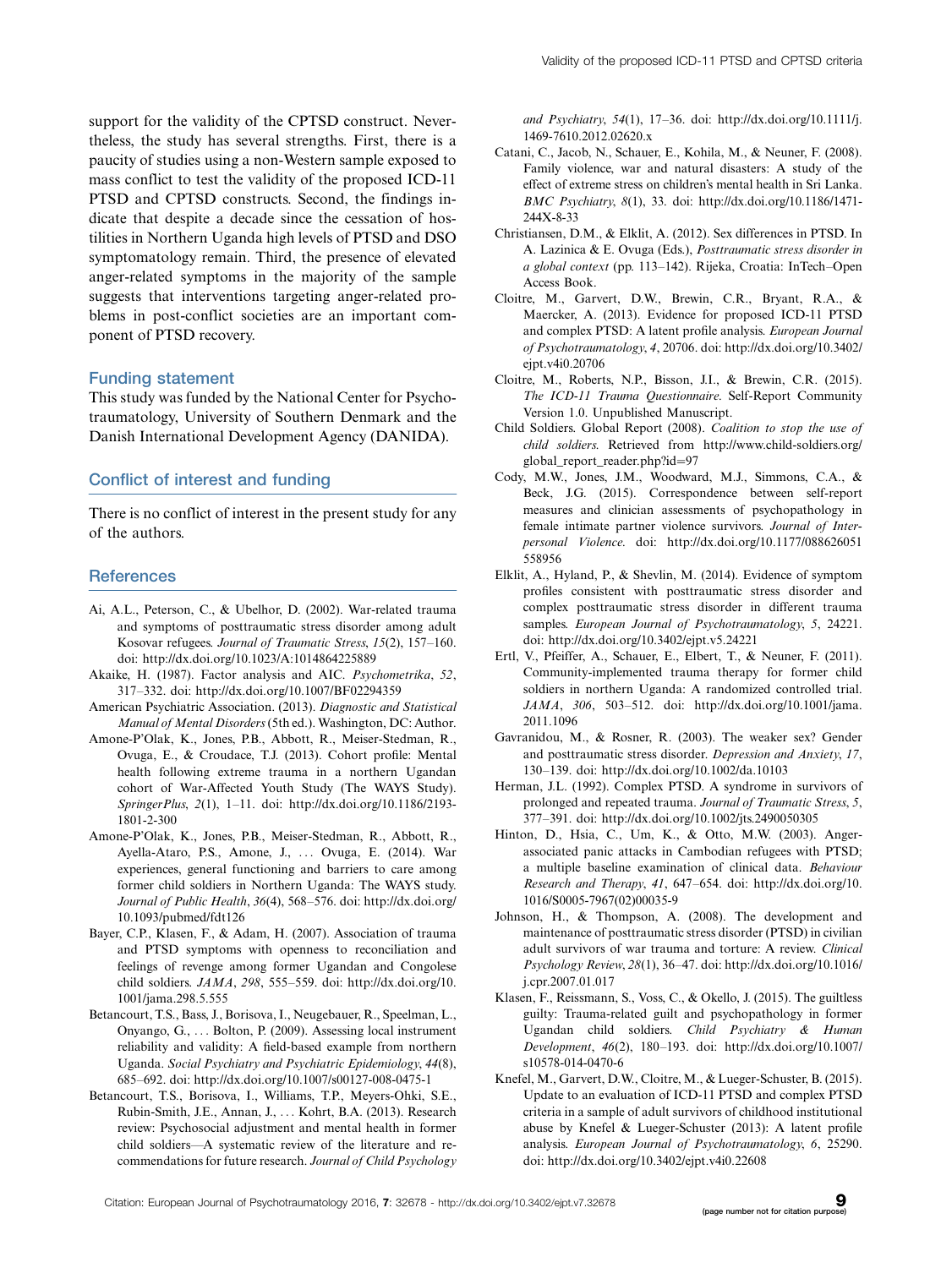support for the validity of the CPTSD construct. Nevertheless, the study has several strengths. First, there is a paucity of studies using a non-Western sample exposed to mass conflict to test the validity of the proposed ICD-11 PTSD and CPTSD constructs. Second, the findings indicate that despite a decade since the cessation of hostilities in Northern Uganda high levels of PTSD and DSO symptomatology remain. Third, the presence of elevated anger-related symptoms in the majority of the sample suggests that interventions targeting anger-related problems in post-conflict societies are an important component of PTSD recovery.

## Funding statement

This study was funded by the National Center for Psychotraumatology, University of Southern Denmark and the Danish International Development Agency (DANIDA).

## Conflict of interest and funding

There is no conflict of interest in the present study for any of the authors.

## References

Ai, A.L., Peterson, C., & Ubelhor, D. (2002). War-related trauma and symptoms of posttraumatic stress disorder among adult Kosovar refugees. *Journal of Traumatic Stress*, *15*(2), 157–160. doi: http://dx.doi.org/10.1023/A:1014864225889

Akaike, H. (1987). Factor analysis and AIC. *Psychometrika*, *52*, 317–332. doi: http://dx.doi.org/10.1007/BF02294359

American Psychiatric Association. (2013). *Diagnostic and Statistical Manual of Mental Disorders* (5th ed.). Washington, DC: Author.

Amone-P'Olak, K., Jones, P.B., Abbott, R., Meiser-Stedman, R., Ovuga, E., & Croudace, T.J. (2013). Cohort profile: Mental health following extreme trauma in a northern Ugandan cohort of War-Affected Youth Study (The WAYS Study). *SpringerPlus*, *2*(1), 1–11. doi: http://dx.doi.org/10.1186/2193-1801-2-300

Amone-P'Olak, K., Jones, P.B., Meiser-Stedman, R., Abbott, R., Ayella-Ataro, P.S., Amone, J., ... Ovuga, E. (2014). War experiences, general functioning and barriers to care among former child soldiers in Northern Uganda: The WAYS study. *Journal of Public Health*, *36*(4), 568–576. doi: http://dx.doi.org/10.1093/pubmed/fdt126

Bayer, C.P., Klasen, F., & Adam, H. (2007). Association of trauma and PTSD symptoms with openness to reconciliation and feelings of revenge among former Ugandan and Congolese child soldiers. *JAMA*, *298*, 555–559. doi: http://dx.doi.org/10.1001/jama.298.5.555

Betancourt, T.S., Bass, J., Borisova, I., Neugebauer, R., Speelman, L., Onyango, G., ... Bolton, P. (2009). Assessing local instrument reliability and validity: A field-based example from northern Uganda. *Social Psychiatry and Psychiatric Epidemiology*, *44*(8), 685–692. doi: http://dx.doi.org/10.1007/s00127-008-0475-1

Betancourt, T.S., Borisova, I., Williams, T.P., Meyers-Ohki, S.E., Rubin-Smith, J.E., Annan, J., ... Kohrt, B.A. (2013). Research review: Psychosocial adjustment and mental health in former child soldiers—A systematic review of the literature and recommendations for future research. *Journal of Child Psychology and Psychiatry*, *54*(1), 17–36. doi: http://dx.doi.org/10.1111/j.1469-7610.2012.02620.x

Catani, C., Jacob, N., Schauer, E., Kohila, M., & Neuner, F. (2008). Family violence, war and natural disasters: A study of the effect of extreme stress on children's mental health in Sri Lanka. *BMC Psychiatry*, *8*(1), 33. doi: http://dx.doi.org/10.1186/1471-244X-8-33

Christiansen, D.M., & Elklit, A. (2012). Sex differences in PTSD. In A. Lazinica & E. Ovuga (Eds.), *Posttraumatic stress disorder in a global context* (pp. 113–142). Rijeka, Croatia: InTech–Open Access Book.

Cloitre, M., Garvert, D.W., Brewin, C.R., Bryant, R.A., & Maercker, A. (2013). Evidence for proposed ICD-11 PTSD and complex PTSD: A latent profile analysis. *European Journal of Psychotraumatology*, *4*, 20706. doi: http://dx.doi.org/10.3402/ejpt.v4i0.20706

Cloitre, M., Roberts, N.P., Bisson, J.I., & Brewin, C.R. (2015). *The ICD-11 Trauma Questionnaire*. Self-Report Community Version 1.0. Unpublished Manuscript.

Child Soldiers. Global Report (2008). *Coalition to stop the use of child soldiers*. Retrieved from http://www.child-soldiers.org/global_report_reader.php?id=97

Cody, M.W., Jones, J.M., Woodward, M.J., Simmons, C.A., & Beck, J.G. (2015). Correspondence between self-report measures and clinician assessments of psychopathology in female intimate partner violence survivors. *Journal of Interpersonal Violence*. doi: http://dx.doi.org/10.1177/088626051558956

Elklit, A., Hyland, P., & Shevlin, M. (2014). Evidence of symptom profiles consistent with posttraumatic stress disorder and complex posttraumatic stress disorder in different trauma samples. *European Journal of Psychotraumatology*, *5*, 24221. doi: http://dx.doi.org/10.3402/ejpt.v5.24221

Ertl, V., Pfeiffer, A., Schauer, E., Elbert, T., & Neuner, F. (2011). Community-implemented trauma therapy for former child soldiers in northern Uganda: A randomized controlled trial. *JAMA*, *306*, 503–512. doi: http://dx.doi.org/10.1001/jama.2011.1096

Gavranidou, M., & Rosner, R. (2003). The weaker sex? Gender and posttraumatic stress disorder. *Depression and Anxiety*, *17*, 130–139. doi: http://dx.doi.org/10.1002/da.10103

Herman, J.L. (1992). Complex PTSD. A syndrome in survivors of prolonged and repeated trauma. *Journal of Traumatic Stress*, *5*, 377–391. doi: http://dx.doi.org/10.1002/jts.2490050305

Hinton, D., Hsia, C., Um, K., & Otto, M.W. (2003). Anger-associated panic attacks in Cambodian refugees with PTSD; a multiple baseline examination of clinical data. *Behaviour Research and Therapy*, *41*, 647–654. doi: http://dx.doi.org/10.1016/S0005-7967(02)00035-9

Johnson, H., & Thompson, A. (2008). The development and maintenance of posttraumatic stress disorder (PTSD) in civilian adult survivors of war trauma and torture: A review. *Clinical Psychology Review*, *28*(1), 36–47. doi: http://dx.doi.org/10.1016/j.cpr.2007.01.017

Klasen, F., Reissmann, S., Voss, C., & Okello, J. (2015). The guiltless guilty: Trauma-related guilt and psychopathology in former Ugandan child soldiers. *Child Psychiatry & Human Development*, *46*(2), 180–193. doi: http://dx.doi.org/10.1007/s10578-014-0470-6

Knefel, M., Garvert, D.W., Cloitre, M., & Lueger-Schuster, B. (2015). Update to an evaluation of ICD-11 PTSD and complex PTSD criteria in a sample of adult survivors of childhood institutional abuse by Knefel & Lueger-Schuster (2013): A latent profile analysis. *European Journal of Psychotraumatology*, *6*, 25290. doi: http://dx.doi.org/10.3402/ejpt.v4i0.22608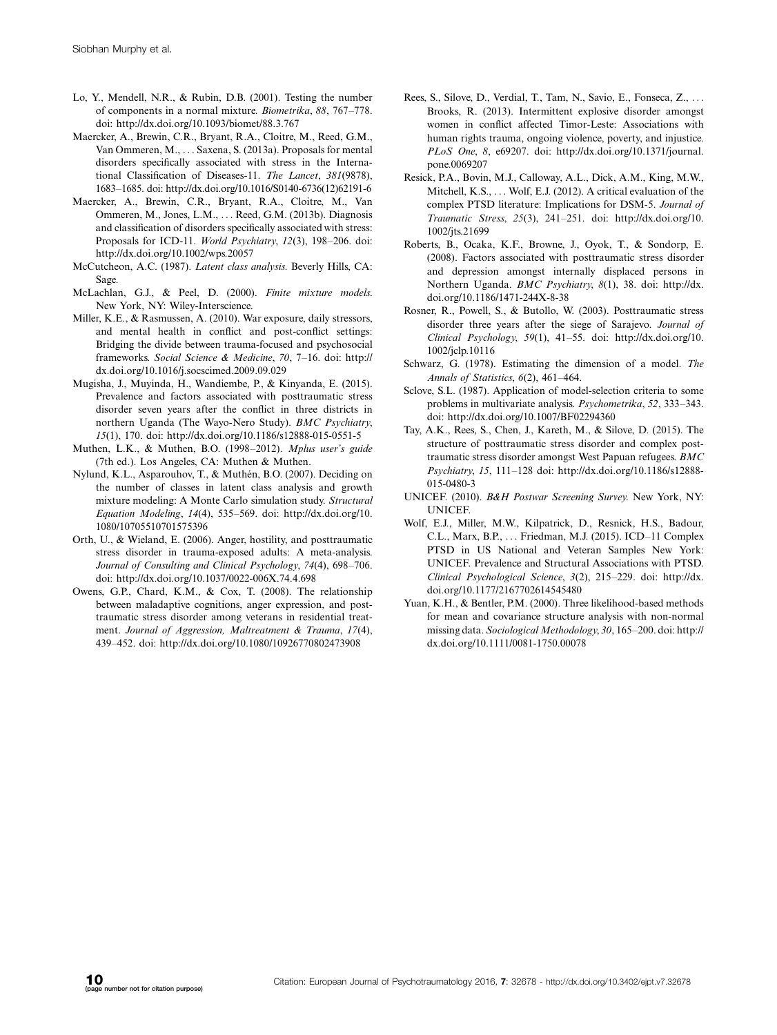Lo, Y., Mendell, N.R., & Rubin, D.B. (2001). Testing the number of components in a normal mixture. *Biometrika*, *88*, 767–778. doi: http://dx.doi.org/10.1093/biomet/88.3.767

Maercker, A., Brewin, C.R., Bryant, R.A., Cloitre, M., Reed, G.M., Van Ommeren, M., … Saxena, S. (2013a). Proposals for mental disorders specifically associated with stress in the International Classification of Diseases-11. *The Lancet*, *381*(9878), 1683–1685. doi: http://dx.doi.org/10.1016/S0140-6736(12)62191-6

Maercker, A., Brewin, C.R., Bryant, R.A., Cloitre, M., Van Ommeren, M., Jones, L.M., … Reed, G.M. (2013b). Diagnosis and classification of disorders specifically associated with stress: Proposals for ICD-11. *World Psychiatry*, *12*(3), 198–206. doi: http://dx.doi.org/10.1002/wps.20057

McCutcheon, A.C. (1987). *Latent class analysis.* Beverly Hills, CA: Sage.

McLachlan, G.J., & Peel, D. (2000). *Finite mixture models.* New York, NY: Wiley-Interscience.

Miller, K.E., & Rasmussen, A. (2010). War exposure, daily stressors, and mental health in conflict and post-conflict settings: Bridging the divide between trauma-focused and psychosocial frameworks. *Social Science & Medicine*, *70*, 7–16. doi: http://dx.doi.org/10.1016/j.socscimed.2009.09.029

Mugisha, J., Muyinda, H., Wandiembe, P., & Kinyanda, E. (2015). Prevalence and factors associated with posttraumatic stress disorder seven years after the conflict in three districts in northern Uganda (The Wayo-Nero Study). *BMC Psychiatry*, *15*(1), 170. doi: http://dx.doi.org/10.1186/s12888-015-0551-5

Muthen, L.K., & Muthen, B.O. (1998–2012). *Mplus user's guide* (7th ed.). Los Angeles, CA: Muthen & Muthen.

Nylund, K.L., Asparouhov, T., & Muthén, B.O. (2007). Deciding on the number of classes in latent class analysis and growth mixture modeling: A Monte Carlo simulation study. *Structural Equation Modeling*, *14*(4), 535–569. doi: http://dx.doi.org/10.1080/10705510701575396

Orth, U., & Wieland, E. (2006). Anger, hostility, and posttraumatic stress disorder in trauma-exposed adults: A meta-analysis. *Journal of Consulting and Clinical Psychology*, *74*(4), 698–706. doi: http://dx.doi.org/10.1037/0022-006X.74.4.698

Owens, G.P., Chard, K.M., & Cox, T. (2008). The relationship between maladaptive cognitions, anger expression, and posttraumatic stress disorder among veterans in residential treatment. *Journal of Aggression, Maltreatment & Trauma*, *17*(4), 439–452. doi: http://dx.doi.org/10.1080/10926770802473908

Rees, S., Silove, D., Verdial, T., Tam, N., Savio, E., Fonseca, Z., … Brooks, R. (2013). Intermittent explosive disorder amongst women in conflict affected Timor-Leste: Associations with human rights trauma, ongoing violence, poverty, and injustice. *PLoS One*, *8*, e69207. doi: http://dx.doi.org/10.1371/journal.pone.0069207

Resick, P.A., Bovin, M.J., Calloway, A.L., Dick, A.M., King, M.W., Mitchell, K.S., … Wolf, E.J. (2012). A critical evaluation of the complex PTSD literature: Implications for DSM-5. *Journal of Traumatic Stress*, *25*(3), 241–251. doi: http://dx.doi.org/10.1002/jts.21699

Roberts, B., Ocaka, K.F., Browne, J., Oyok, T., & Sondorp, E. (2008). Factors associated with posttraumatic stress disorder and depression amongst internally displaced persons in Northern Uganda. *BMC Psychiatry*, *8*(1), 38. doi: http://dx.doi.org/10.1186/1471-244X-8-38

Rosner, R., Powell, S., & Butollo, W. (2003). Posttraumatic stress disorder three years after the siege of Sarajevo. *Journal of Clinical Psychology*, *59*(1), 41–55. doi: http://dx.doi.org/10.1002/jclp.10116

Schwarz, G. (1978). Estimating the dimension of a model. *The Annals of Statistics*, *6*(2), 461–464.

Sclove, S.L. (1987). Application of model-selection criteria to some problems in multivariate analysis. *Psychometrika*, *52*, 333–343. doi: http://dx.doi.org/10.1007/BF02294360

Tay, A.K., Rees, S., Chen, J., Kareth, M., & Silove, D. (2015). The structure of posttraumatic stress disorder and complex posttraumatic stress disorder amongst West Papuan refugees. *BMC Psychiatry*, *15*, 111–128 doi: http://dx.doi.org/10.1186/s12888-015-0480-3

UNICEF. (2010). *B&H Postwar Screening Survey.* New York, NY: UNICEF.

Wolf, E.J., Miller, M.W., Kilpatrick, D., Resnick, H.S., Badour, C.L., Marx, B.P., … Friedman, M.J. (2015). ICD–11 Complex PTSD in US National and Veteran Samples New York: UNICEF. Prevalence and Structural Associations with PTSD. *Clinical Psychological Science*, *3*(2), 215–229. doi: http://dx.doi.org/10.1177/2167702614545480

Yuan, K.H., & Bentler, P.M. (2000). Three likelihood-based methods for mean and covariance structure analysis with non-normal missing data. *Sociological Methodology*, *30*, 165–200. doi: http://dx.doi.org/10.1111/0081-1750.00078